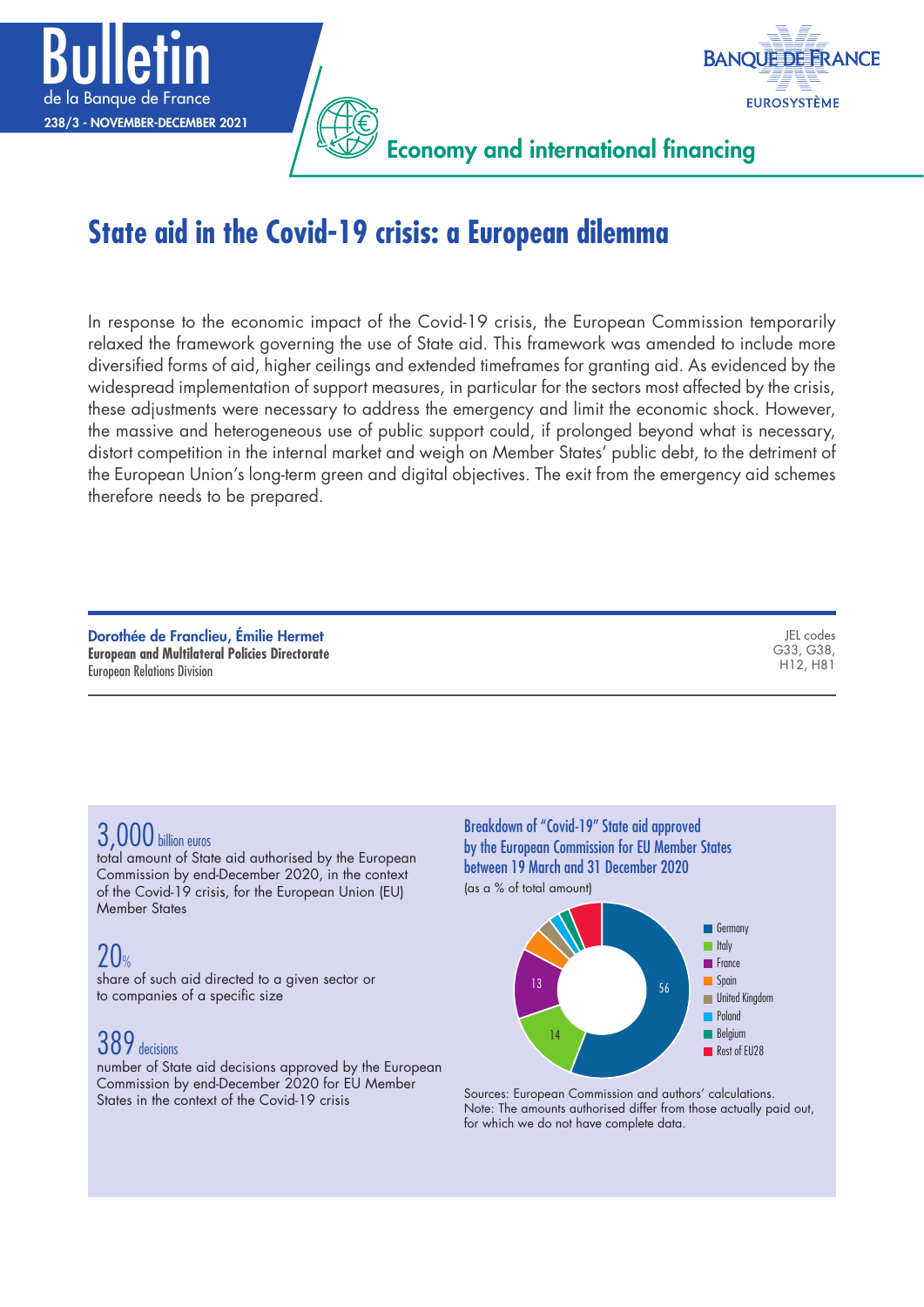# State aid in the Covid-19 crisis: a European dilemma

In response to the economic impact of the Covid-19 crisis, the European Commission temporarily relaxed the framework governing the use of State aid. This framework was amended to include more diversified forms of aid, higher ceilings and extended timeframes for granting aid. As evidenced by the widespread implementation of support measures, in particular for the sectors most affected by the crisis, these adjustments were necessary to address the emergency and limit the economic shock. However, the massive and heterogeneous use of public support could, if prolonged beyond what is necessary, distort competition in the internal market and weigh on Member States' public debt, to the detriment of the European Union's long-term green and digital objectives. The exit from the emergency aid schemes therefore needs to be prepared.

**Dorothée de Franclieu, Émilie Hermet**
**European and Multilateral Policies Directorate**
European Relations Division

JEL codes
G33, G38,
H12, H81

**3,000** billion euros
total amount of State aid authorised by the European Commission by end-December 2020, in the context of the Covid-19 crisis, for the European Union (EU) Member States

**20%**
share of such aid directed to a given sector or to companies of a specific size

**389** decisions
number of State aid decisions approved by the European Commission by end-December 2020 for EU Member States in the context of the Covid-19 crisis

**Breakdown of "Covid-19" State aid approved by the European Commission for EU Member States between 19 March and 31 December 2020**
(as a % of total amount)

| Country | % |
|---|---|
| Germany | 56 |
| Italy | 14 |
| France | 13 |
| Spain | |
| United Kingdom | |
| Poland | |
| Belgium | |
| Rest of EU28 | |

Sources: European Commission and authors' calculations.
Note: The amounts authorised differ from those actually paid out, for which we do not have complete data.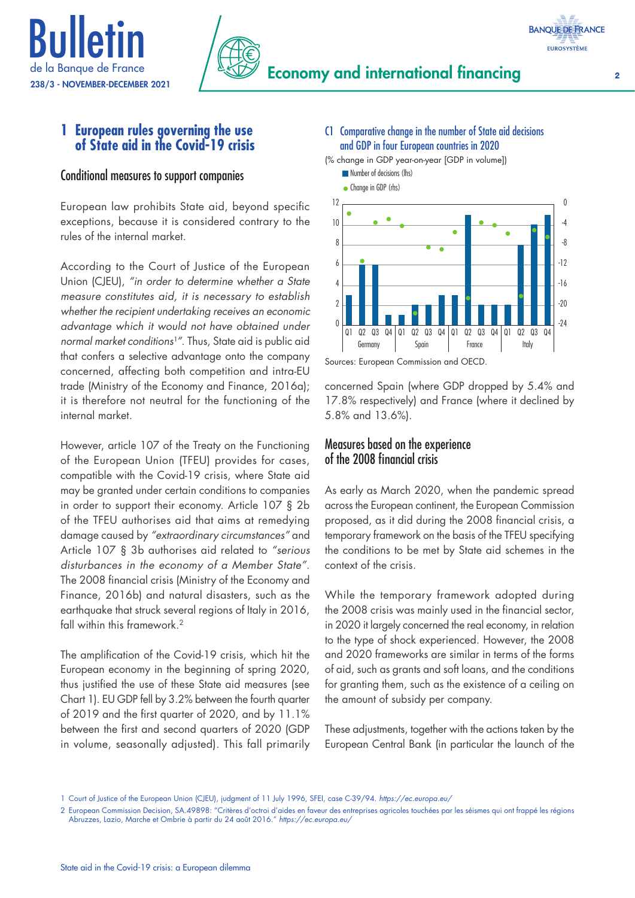## 1 European rules governing the use of State aid in the Covid-19 crisis

### Conditional measures to support companies

European law prohibits State aid, beyond specific exceptions, because it is considered contrary to the rules of the internal market.

According to the Court of Justice of the European Union (CJEU), *"in order to determine whether a State measure constitutes aid, it is necessary to establish whether the recipient undertaking receives an economic advantage which it would not have obtained under normal market conditions*[1]*"*. Thus, State aid is public aid that confers a selective advantage onto the company concerned, affecting both competition and intra-EU trade (Ministry of the Economy and Finance, 2016a); it is therefore not neutral for the functioning of the internal market.

However, article 107 of the Treaty on the Functioning of the European Union (TFEU) provides for cases, compatible with the Covid-19 crisis, where State aid may be granted under certain conditions to companies in order to support their economy. Article 107 § 2b of the TFEU authorises aid that aims at remedying damage caused by *"extraordinary circumstances"* and Article 107 § 3b authorises aid related to *"serious disturbances in the economy of a Member State"*. The 2008 financial crisis (Ministry of the Economy and Finance, 2016b) and natural disasters, such as the earthquake that struck several regions of Italy in 2016, fall within this framework.[2]

The amplification of the Covid-19 crisis, which hit the European economy in the beginning of spring 2020, thus justified the use of these State aid measures (see Chart 1). EU GDP fell by 3.2% between the fourth quarter of 2019 and the first quarter of 2020, and by 11.1% between the first and second quarters of 2020 (GDP in volume, seasonally adjusted). This fall primarily concerned Spain (where GDP dropped by 5.4% and 17.8% respectively) and France (where it declined by 5.8% and 13.6%).

**C1 Comparative change in the number of State aid decisions and GDP in four European countries in 2020**

(% change in GDP year-on-year [GDP in volume])

Number of decisions (lhs)
Change in GDP (rhs)

Sources: European Commission and OECD.

### Measures based on the experience of the 2008 financial crisis

As early as March 2020, when the pandemic spread across the European continent, the European Commission proposed, as it did during the 2008 financial crisis, a temporary framework on the basis of the TFEU specifying the conditions to be met by State aid schemes in the context of the crisis.

While the temporary framework adopted during the 2008 crisis was mainly used in the financial sector, in 2020 it largely concerned the real economy, in relation to the type of shock experienced. However, the 2008 and 2020 frameworks are similar in terms of the forms of aid, such as grants and soft loans, and the conditions for granting them, such as the existence of a ceiling on the amount of subsidy per company.

These adjustments, together with the actions taken by the European Central Bank (in particular the launch of the

---

1 Court of Justice of the European Union (CJEU), judgment of 11 July 1996, SFEI, case C-39/94. *https://ec.europa.eu/*

2 European Commission Decision, SA.49898: "Critères d'octroi d'aides en faveur des entreprises agricoles touchées par les séismes qui ont frappé les régions Abruzzes, Lazio, Marche et Ombrie à partir du 24 août 2016." *https://ec.europa.eu/*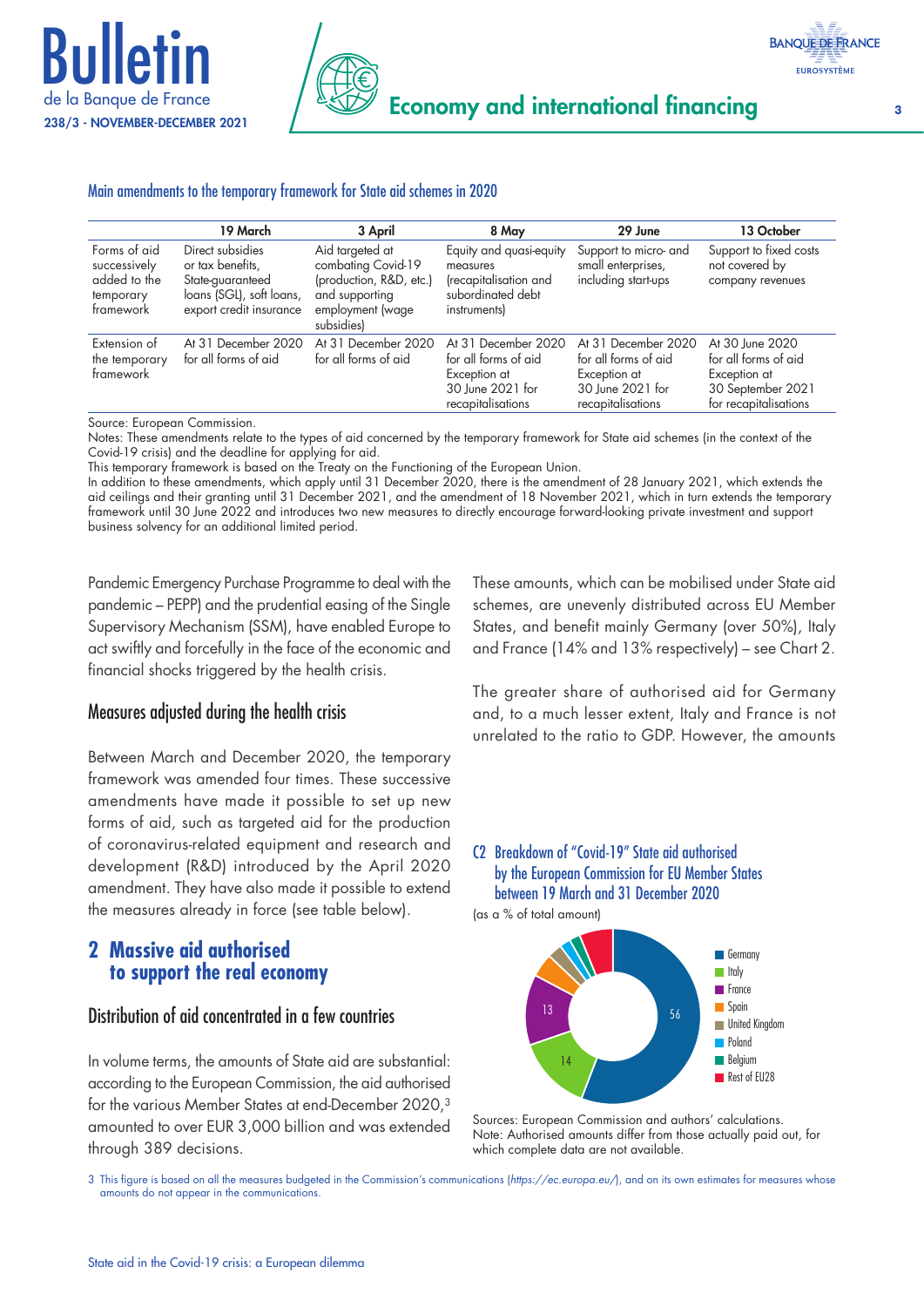#### Main amendments to the temporary framework for State aid schemes in 2020

| | 19 March | 3 April | 8 May | 29 June | 13 October |
|---|---|---|---|---|---|
| Forms of aid successively added to the temporary framework | Direct subsidies or tax benefits, State-guaranteed loans (SGL), soft loans, export credit insurance | Aid targeted at combating Covid-19 (production, R&D, etc.) and supporting employment (wage subsidies) | Equity and quasi-equity measures (recapitalisation and subordinated debt instruments) | Support to micro- and small enterprises, including start-ups | Support to fixed costs not covered by company revenues |
| Extension of the temporary framework | At 31 December 2020 for all forms of aid | At 31 December 2020 for all forms of aid | At 31 December 2020 for all forms of aid Exception at 30 June 2021 for recapitalisations | At 31 December 2020 for all forms of aid Exception at 30 June 2021 for recapitalisations | At 30 June 2020 for all forms of aid Exception at 30 September 2021 for recapitalisations |

Source: European Commission.
Notes: These amendments relate to the types of aid concerned by the temporary framework for State aid schemes (in the context of the Covid-19 crisis) and the deadline for applying for aid.
This temporary framework is based on the Treaty on the Functioning of the European Union.
In addition to these amendments, which apply until 31 December 2020, there is the amendment of 28 January 2021, which extends the aid ceilings and their granting until 31 December 2021, and the amendment of 18 November 2021, which in turn extends the temporary framework until 30 June 2022 and introduces two new measures to directly encourage forward-looking private investment and support business solvency for an additional limited period.

Pandemic Emergency Purchase Programme to deal with the pandemic – PEPP) and the prudential easing of the Single Supervisory Mechanism (SSM), have enabled Europe to act swiftly and forcefully in the face of the economic and financial shocks triggered by the health crisis.

### Measures adjusted during the health crisis

Between March and December 2020, the temporary framework was amended four times. These successive amendments have made it possible to set up new forms of aid, such as targeted aid for the production of coronavirus-related equipment and research and development (R&D) introduced by the April 2020 amendment. They have also made it possible to extend the measures already in force (see table below).

## 2 Massive aid authorised to support the real economy

### Distribution of aid concentrated in a few countries

In volume terms, the amounts of State aid are substantial: according to the European Commission, the aid authorised for the various Member States at end-December 2020,[3] amounted to over EUR 3,000 billion and was extended through 389 decisions.

These amounts, which can be mobilised under State aid schemes, are unevenly distributed across EU Member States, and benefit mainly Germany (over 50%), Italy and France (14% and 13% respectively) – see Chart 2.

The greater share of authorised aid for Germany and, to a much lesser extent, Italy and France is not unrelated to the ratio to GDP. However, the amounts

#### C2 Breakdown of "Covid-19" State aid authorised by the European Commission for EU Member States between 19 March and 31 December 2020

(as a % of total amount)

| Country | % |
|---|---|
| Germany | 56 |
| Italy | 14 |
| France | 13 |
| Spain | |
| United Kingdom | |
| Poland | |
| Belgium | |
| Rest of EU28 | |

Sources: European Commission and authors' calculations.
Note: Authorised amounts differ from those actually paid out, for which complete data are not available.

3 This figure is based on all the measures budgeted in the Commission's communications (https://ec.europa.eu/), and on its own estimates for measures whose amounts do not appear in the communications.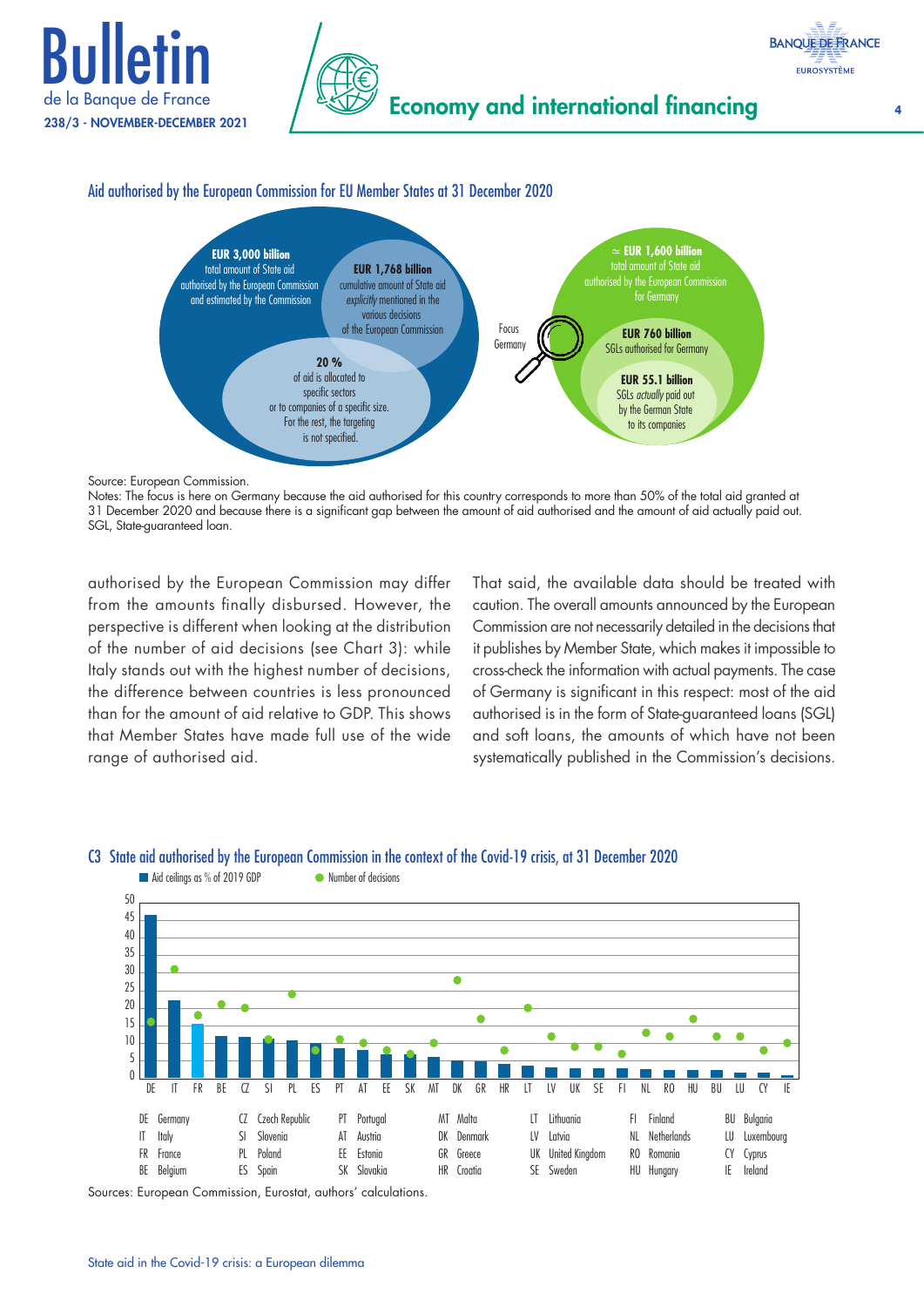### Aid authorised by the European Commission for EU Member States at 31 December 2020

**EUR 3,000 billion** total amount of State aid authorised by the European Commission and estimated by the Commission

**EUR 1,768 billion** cumulative amount of State aid *explicitly* mentioned in the various decisions of the European Commission

**20 %** of aid is allocated to specific sectors or to companies of a specific size. For the rest, the targeting is not specified.

Focus Germany

**≃ EUR 1,600 billion** total amount of State aid authorised by the European Commission for Germany

**EUR 760 billion** SGLs authorised for Germany

**EUR 55.1 billion** SGLs *actually* paid out by the German State to its companies

Source: European Commission.
Notes: The focus is here on Germany because the aid authorised for this country corresponds to more than 50% of the total aid granted at 31 December 2020 and because there is a significant gap between the amount of aid authorised and the amount of aid actually paid out.
SGL, State-guaranteed loan.

authorised by the European Commission may differ from the amounts finally disbursed. However, the perspective is different when looking at the distribution of the number of aid decisions (see Chart 3): while Italy stands out with the highest number of decisions, the difference between countries is less pronounced than for the amount of aid relative to GDP. This shows that Member States have made full use of the wide range of authorised aid.

That said, the available data should be treated with caution. The overall amounts announced by the European Commission are not necessarily detailed in the decisions that it publishes by Member State, which makes it impossible to cross-check the information with actual payments. The case of Germany is significant in this respect: most of the aid authorised is in the form of State-guaranteed loans (SGL) and soft loans, the amounts of which have not been systematically published in the Commission's decisions.

### C3 State aid authorised by the European Commission in the context of the Covid-19 crisis, at 31 December 2020

Aid ceilings as % of 2019 GDP — Number of decisions

(Bar chart by country: DE, IT, FR, BE, CZ, SI, PL, ES, PT, AT, EE, SK, MT, DK, GR, HR, LT, LV, UK, SE, FI, NL, RO, HU, BU, LU, CY, IE; y-axis 0–50)

| | | | | | | | | | | | | | |
|---|---|---|---|---|---|---|---|---|---|---|---|---|---|
| DE | Germany | CZ | Czech Republic | PT | Portugal | MT | Malta | LT | Lithuania | FI | Finland | BU | Bulgaria |
| IT | Italy | SI | Slovenia | AT | Austria | DK | Denmark | LV | Latvia | NL | Netherlands | LU | Luxembourg |
| FR | France | PL | Poland | EE | Estonia | GR | Greece | UK | United Kingdom | RO | Romania | CY | Cyprus |
| BE | Belgium | ES | Spain | SK | Slovakia | HR | Croatia | SE | Sweden | HU | Hungary | IE | Ireland |

Sources: European Commission, Eurostat, authors' calculations.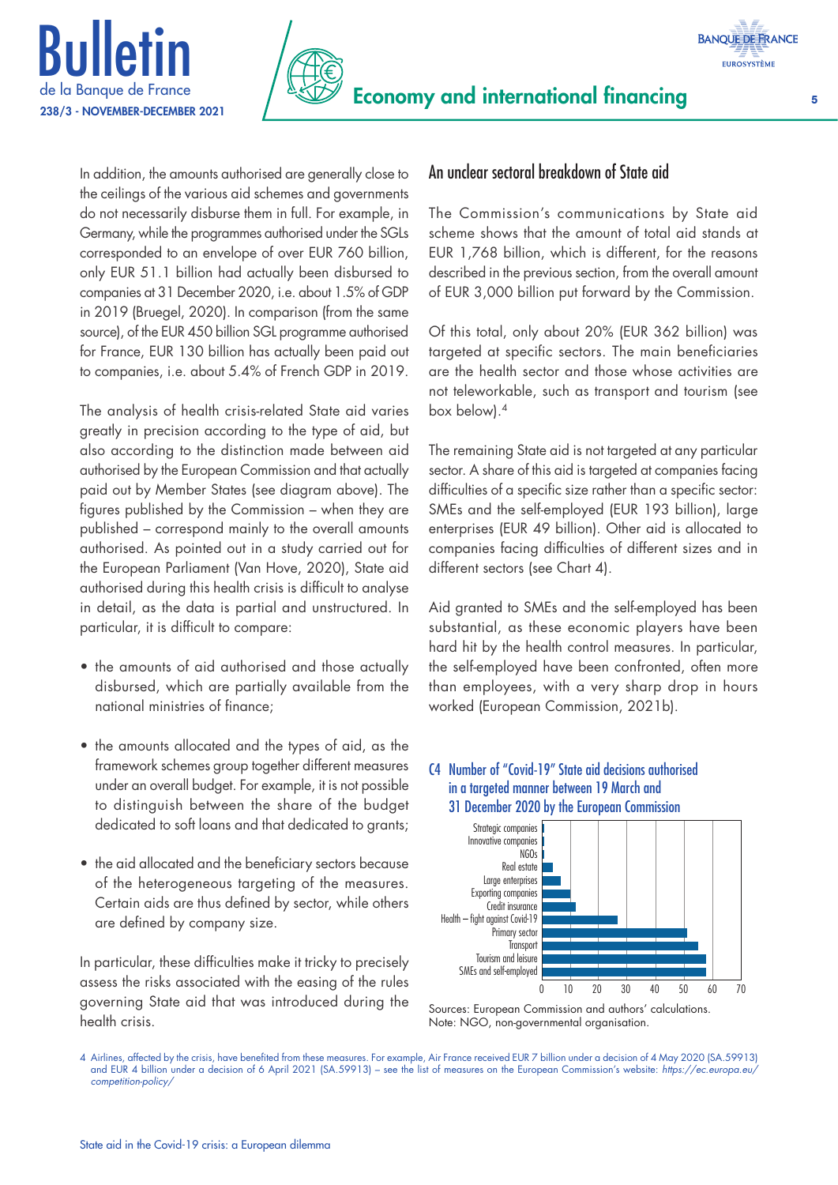In addition, the amounts authorised are generally close to the ceilings of the various aid schemes and governments do not necessarily disburse them in full. For example, in Germany, while the programmes authorised under the SGLs corresponded to an envelope of over EUR 760 billion, only EUR 51.1 billion had actually been disbursed to companies at 31 December 2020, i.e. about 1.5% of GDP in 2019 (Bruegel, 2020). In comparison (from the same source), of the EUR 450 billion SGL programme authorised for France, EUR 130 billion has actually been paid out to companies, i.e. about 5.4% of French GDP in 2019.

The analysis of health crisis-related State aid varies greatly in precision according to the type of aid, but also according to the distinction made between aid authorised by the European Commission and that actually paid out by Member States (see diagram above). The figures published by the Commission – when they are published – correspond mainly to the overall amounts authorised. As pointed out in a study carried out for the European Parliament (Van Hove, 2020), State aid authorised during this health crisis is difficult to analyse in detail, as the data is partial and unstructured. In particular, it is difficult to compare:

- the amounts of aid authorised and those actually disbursed, which are partially available from the national ministries of finance;
- the amounts allocated and the types of aid, as the framework schemes group together different measures under an overall budget. For example, it is not possible to distinguish between the share of the budget dedicated to soft loans and that dedicated to grants;
- the aid allocated and the beneficiary sectors because of the heterogeneous targeting of the measures. Certain aids are thus defined by sector, while others are defined by company size.

In particular, these difficulties make it tricky to precisely assess the risks associated with the easing of the rules governing State aid that was introduced during the health crisis.

## An unclear sectoral breakdown of State aid

The Commission's communications by State aid scheme shows that the amount of total aid stands at EUR 1,768 billion, which is different, for the reasons described in the previous section, from the overall amount of EUR 3,000 billion put forward by the Commission.

Of this total, only about 20% (EUR 362 billion) was targeted at specific sectors. The main beneficiaries are the health sector and those whose activities are not teleworkable, such as transport and tourism (see box below).[4]

The remaining State aid is not targeted at any particular sector. A share of this aid is targeted at companies facing difficulties of a specific size rather than a specific sector: SMEs and the self-employed (EUR 193 billion), large enterprises (EUR 49 billion). Other aid is allocated to companies facing difficulties of different sizes and in different sectors (see Chart 4).

Aid granted to SMEs and the self-employed has been substantial, as these economic players have been hard hit by the health control measures. In particular, the self-employed have been confronted, often more than employees, with a very sharp drop in hours worked (European Commission, 2021b).

**C4 Number of "Covid-19" State aid decisions authorised in a targeted manner between 19 March and 31 December 2020 by the European Commission**

| Category | Number of decisions (approx.) |
|---|---|
| Strategic companies | ~0 |
| Innovative companies | ~0 |
| NGOs | ~0 |
| Real estate | ~3 |
| Large enterprises | ~6 |
| Exporting companies | ~10 |
| Credit insurance | ~11 |
| Health – fight against Covid-19 | ~26 |
| Primary sector | ~50 |
| Transport | ~54 |
| Tourism and leisure | ~57 |
| SMEs and self-employed | ~57 |

Sources: European Commission and authors' calculations.
Note: NGO, non-governmental organisation.

4 Airlines, affected by the crisis, have benefited from these measures. For example, Air France received EUR 7 billion under a decision of 4 May 2020 (SA.59913) and EUR 4 billion under a decision of 6 April 2021 (SA.59913) – see the list of measures on the European Commission's website: *https://ec.europa.eu/competition-policy/*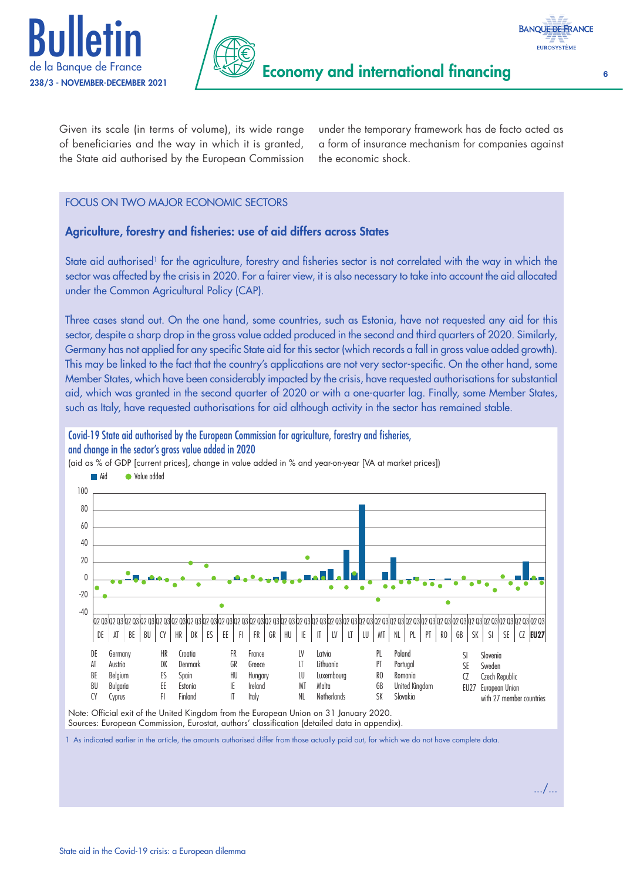Given its scale (in terms of volume), its wide range of beneficiaries and the way in which it is granted, the State aid authorised by the European Commission under the temporary framework has de facto acted as a form of insurance mechanism for companies against the economic shock.

FOCUS ON TWO MAJOR ECONOMIC SECTORS

### Agriculture, forestry and fisheries: use of aid differs across States

State aid authorised[1] for the agriculture, forestry and fisheries sector is not correlated with the way in which the sector was affected by the crisis in 2020. For a fairer view, it is also necessary to take into account the aid allocated under the Common Agricultural Policy (CAP).

Three cases stand out. On the one hand, some countries, such as Estonia, have not requested any aid for this sector, despite a sharp drop in the gross value added produced in the second and third quarters of 2020. Similarly, Germany has not applied for any specific State aid for this sector (which records a fall in gross value added growth). This may be linked to the fact that the country's applications are not very sector-specific. On the other hand, some Member States, which have been considerably impacted by the crisis, have requested authorisations for substantial aid, which was granted in the second quarter of 2020 or with a one-quarter lag. Finally, some Member States, such as Italy, have requested authorisations for aid although activity in the sector has remained stable.

Covid-19 State aid authorised by the European Commission for agriculture, forestry and fisheries, and change in the sector's gross value added in 2020

(aid as % of GDP [current prices], change in value added in % and year-on-year [VA at market prices])

| | | | | | | | |
|---|---|---|---|---|---|---|---|
| DE | Germany | HR | Croatia | FR | France | LV | Latvia |
| AT | Austria | DK | Denmark | GR | Greece | LT | Lithuania |
| BE | Belgium | ES | Spain | HU | Hungary | LU | Luxembourg |
| BU | Bulgaria | EE | Estonia | IE | Ireland | MT | Malta |
| CY | Cyprus | FI | Finland | IT | Italy | NL | Netherlands |
| PL | Poland | SI | Slovenia | | | | |
| PT | Portugal | SE | Sweden | | | | |
| RO | Romania | CZ | Czech Republic | | | | |
| GB | United Kingdom | EU27 | European Union with 27 member countries | | | | |
| SK | Slovakia | | | | | | |

Note: Official exit of the United Kingdom from the European Union on 31 January 2020.
Sources: European Commission, Eurostat, authors' classification (detailed data in appendix).

1 As indicated earlier in the article, the amounts authorised differ from those actually paid out, for which we do not have complete data.

.../...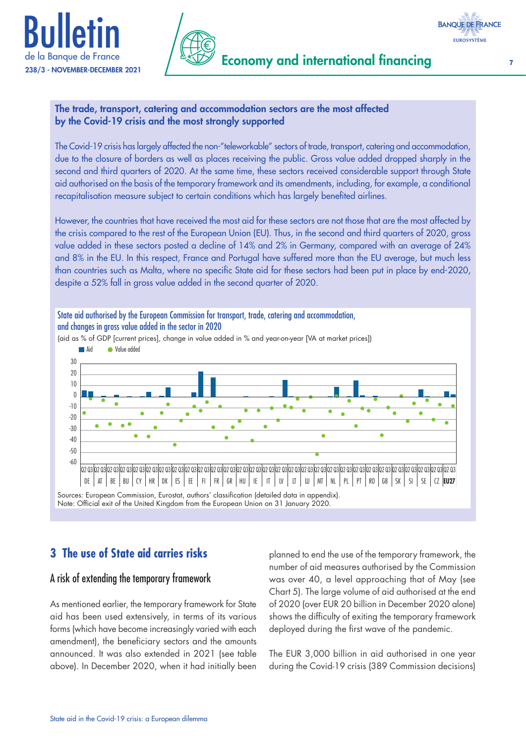**The trade, transport, catering and accommodation sectors are the most affected by the Covid-19 crisis and the most strongly supported**

The Covid-19 crisis has largely affected the non-"teleworkable" sectors of trade, transport, catering and accommodation, due to the closure of borders as well as places receiving the public. Gross value added dropped sharply in the second and third quarters of 2020. At the same time, these sectors received considerable support through State aid authorised on the basis of the temporary framework and its amendments, including, for example, a conditional recapitalisation measure subject to certain conditions which has largely benefited airlines.

However, the countries that have received the most aid for these sectors are not those that are the most affected by the crisis compared to the rest of the European Union (EU). Thus, in the second and third quarters of 2020, gross value added in these sectors posted a decline of 14% and 2% in Germany, compared with an average of 24% and 8% in the EU. In this respect, France and Portugal have suffered more than the EU average, but much less than countries such as Malta, where no specific State aid for these sectors had been put in place by end-2020, despite a 52% fall in gross value added in the second quarter of 2020.

State aid authorised by the European Commission for transport, trade, catering and accommodation, and changes in gross value added in the sector in 2020

(aid as % of GDP [current prices], change in value added in % and year-on-year [VA at market prices])

Sources: European Commission, Eurostat, authors' classification (detailed data in appendix).
Note: Official exit of the United Kingdom from the European Union on 31 January 2020.

## 3 The use of State aid carries risks

### A risk of extending the temporary framework

As mentioned earlier, the temporary framework for State aid has been used extensively, in terms of its various forms (which have become increasingly varied with each amendment), the beneficiary sectors and the amounts announced. It was also extended in 2021 (see table above). In December 2020, when it had initially been planned to end the use of the temporary framework, the number of aid measures authorised by the Commission was over 40, a level approaching that of May (see Chart 5). The large volume of aid authorised at the end of 2020 (over EUR 20 billion in December 2020 alone) shows the difficulty of exiting the temporary framework deployed during the first wave of the pandemic.

The EUR 3,000 billion in aid authorised in one year during the Covid-19 crisis (389 Commission decisions)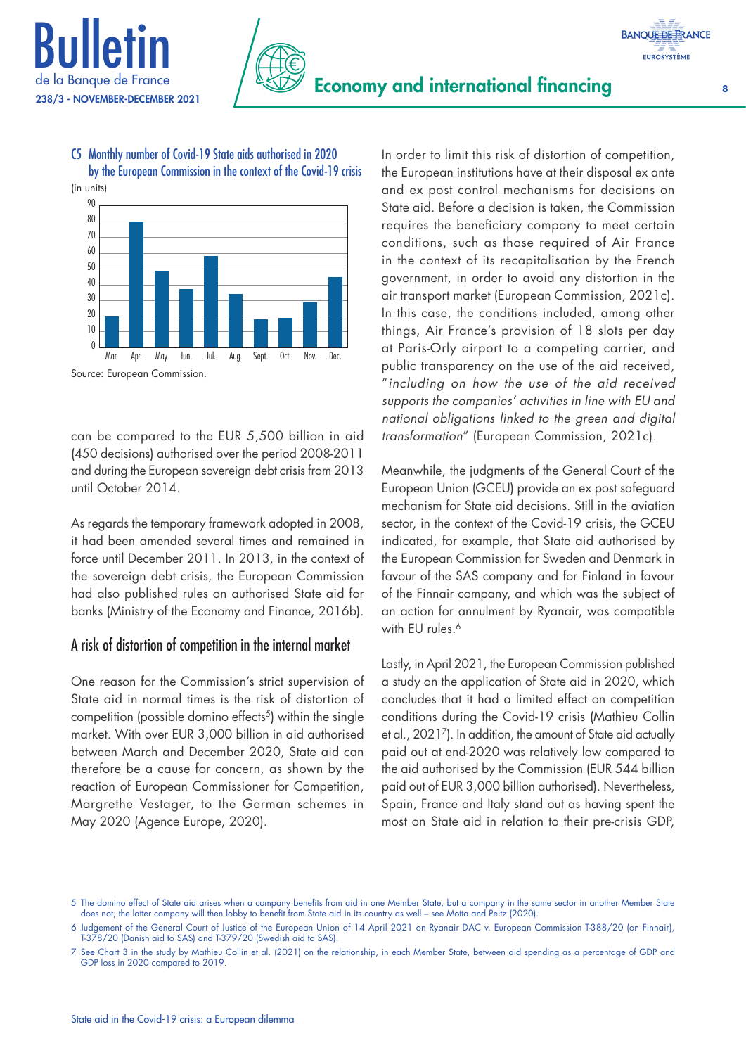C5 Monthly number of Covid-19 State aids authorised in 2020 by the European Commission in the context of the Covid-19 crisis

(in units)

| Month | Number |
|---|---|
| Mar. | 20 |
| Apr. | 80 |
| May | 49 |
| Jun. | 37 |
| Jul. | 58 |
| Aug. | 34 |
| Sept. | 18 |
| Oct. | 19 |
| Nov. | 29 |
| Dec. | 45 |

Source: European Commission.

can be compared to the EUR 5,500 billion in aid (450 decisions) authorised over the period 2008-2011 and during the European sovereign debt crisis from 2013 until October 2014.

As regards the temporary framework adopted in 2008, it had been amended several times and remained in force until December 2011. In 2013, in the context of the sovereign debt crisis, the European Commission had also published rules on authorised State aid for banks (Ministry of the Economy and Finance, 2016b).

## A risk of distortion of competition in the internal market

One reason for the Commission's strict supervision of State aid in normal times is the risk of distortion of competition (possible domino effects[5]) within the single market. With over EUR 3,000 billion in aid authorised between March and December 2020, State aid can therefore be a cause for concern, as shown by the reaction of European Commissioner for Competition, Margrethe Vestager, to the German schemes in May 2020 (Agence Europe, 2020).

In order to limit this risk of distortion of competition, the European institutions have at their disposal ex ante and ex post control mechanisms for decisions on State aid. Before a decision is taken, the Commission requires the beneficiary company to meet certain conditions, such as those required of Air France in the context of its recapitalisation by the French government, in order to avoid any distortion in the air transport market (European Commission, 2021c). In this case, the conditions included, among other things, Air France's provision of 18 slots per day at Paris-Orly airport to a competing carrier, and public transparency on the use of the aid received, "*including on how the use of the aid received supports the companies' activities in line with EU and national obligations linked to the green and digital transformation*" (European Commission, 2021c).

Meanwhile, the judgments of the General Court of the European Union (GCEU) provide an ex post safeguard mechanism for State aid decisions. Still in the aviation sector, in the context of the Covid-19 crisis, the GCEU indicated, for example, that State aid authorised by the European Commission for Sweden and Denmark in favour of the SAS company and for Finland in favour of the Finnair company, and which was the subject of an action for annulment by Ryanair, was compatible with EU rules.[6]

Lastly, in April 2021, the European Commission published a study on the application of State aid in 2020, which concludes that it had a limited effect on competition conditions during the Covid-19 crisis (Mathieu Collin et al., 2021[7]). In addition, the amount of State aid actually paid out at end-2020 was relatively low compared to the aid authorised by the Commission (EUR 544 billion paid out of EUR 3,000 billion authorised). Nevertheless, Spain, France and Italy stand out as having spent the most on State aid in relation to their pre-crisis GDP,

5 The domino effect of State aid arises when a company benefits from aid in one Member State, but a company in the same sector in another Member State does not; the latter company will then lobby to benefit from State aid in its country as well – see Motta and Peitz (2020).

6 Judgement of the General Court of Justice of the European Union of 14 April 2021 on Ryanair DAC v. European Commission T-388/20 (on Finnair), T-378/20 (Danish aid to SAS) and T-379/20 (Swedish aid to SAS).

7 See Chart 3 in the study by Mathieu Collin et al. (2021) on the relationship, in each Member State, between aid spending as a percentage of GDP and GDP loss in 2020 compared to 2019.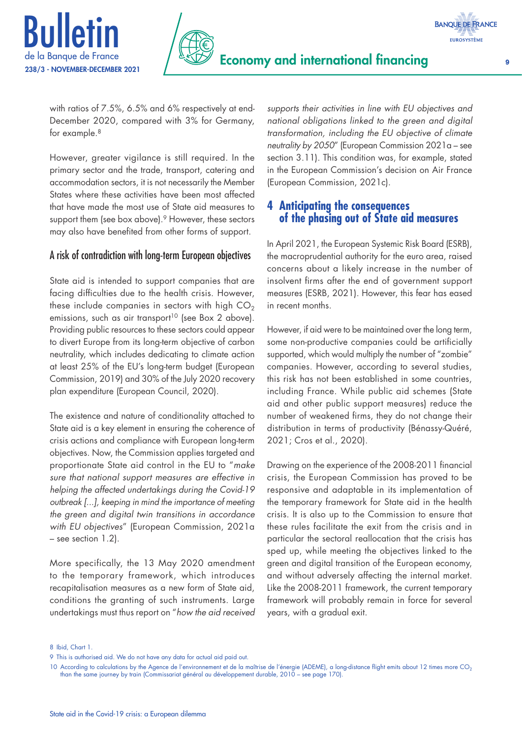with ratios of 7.5%, 6.5% and 6% respectively at end-December 2020, compared with 3% for Germany, for example.[8]

However, greater vigilance is still required. In the primary sector and the trade, transport, catering and accommodation sectors, it is not necessarily the Member States where these activities have been most affected that have made the most use of State aid measures to support them (see box above).[9] However, these sectors may also have benefited from other forms of support.

### A risk of contradiction with long-term European objectives

State aid is intended to support companies that are facing difficulties due to the health crisis. However, these include companies in sectors with high $CO_2$ emissions, such as air transport[10] (see Box 2 above). Providing public resources to these sectors could appear to divert Europe from its long-term objective of carbon neutrality, which includes dedicating to climate action at least 25% of the EU's long-term budget (European Commission, 2019) and 30% of the July 2020 recovery plan expenditure (European Council, 2020).

The existence and nature of conditionality attached to State aid is a key element in ensuring the coherence of crisis actions and compliance with European long-term objectives. Now, the Commission applies targeted and proportionate State aid control in the EU to "*make sure that national support measures are effective in helping the affected undertakings during the Covid-19 outbreak [...], keeping in mind the importance of meeting the green and digital twin transitions in accordance with EU objectives*" (European Commission, 2021a – see section 1.2).

More specifically, the 13 May 2020 amendment to the temporary framework, which introduces recapitalisation measures as a new form of State aid, conditions the granting of such instruments. Large undertakings must thus report on "*how the aid received supports their activities in line with EU objectives and national obligations linked to the green and digital transformation, including the EU objective of climate neutrality by 2050*" (European Commission 2021a – see section 3.11). This condition was, for example, stated in the European Commission's decision on Air France (European Commission, 2021c).

## 4 Anticipating the consequences of the phasing out of State aid measures

In April 2021, the European Systemic Risk Board (ESRB), the macroprudential authority for the euro area, raised concerns about a likely increase in the number of insolvent firms after the end of government support measures (ESRB, 2021). However, this fear has eased in recent months.

However, if aid were to be maintained over the long term, some non-productive companies could be artificially supported, which would multiply the number of "zombie" companies. However, according to several studies, this risk has not been established in some countries, including France. While public aid schemes (State aid and other public support measures) reduce the number of weakened firms, they do not change their distribution in terms of productivity (Bénassy-Quéré, 2021; Cros et al., 2020).

Drawing on the experience of the 2008-2011 financial crisis, the European Commission has proved to be responsive and adaptable in its implementation of the temporary framework for State aid in the health crisis. It is also up to the Commission to ensure that these rules facilitate the exit from the crisis and in particular the sectoral reallocation that the crisis has sped up, while meeting the objectives linked to the green and digital transition of the European economy, and without adversely affecting the internal market. Like the 2008-2011 framework, the current temporary framework will probably remain in force for several years, with a gradual exit.

---

8 Ibid, Chart 1.

9 This is authorised aid. We do not have any data for actual aid paid out.

10 According to calculations by the Agence de l'environnement et de la maîtrise de l'énergie (ADEME), a long-distance flight emits about 12 times more $CO_2$ than the same journey by train (Commissariat général au développement durable, 2010 – see page 170).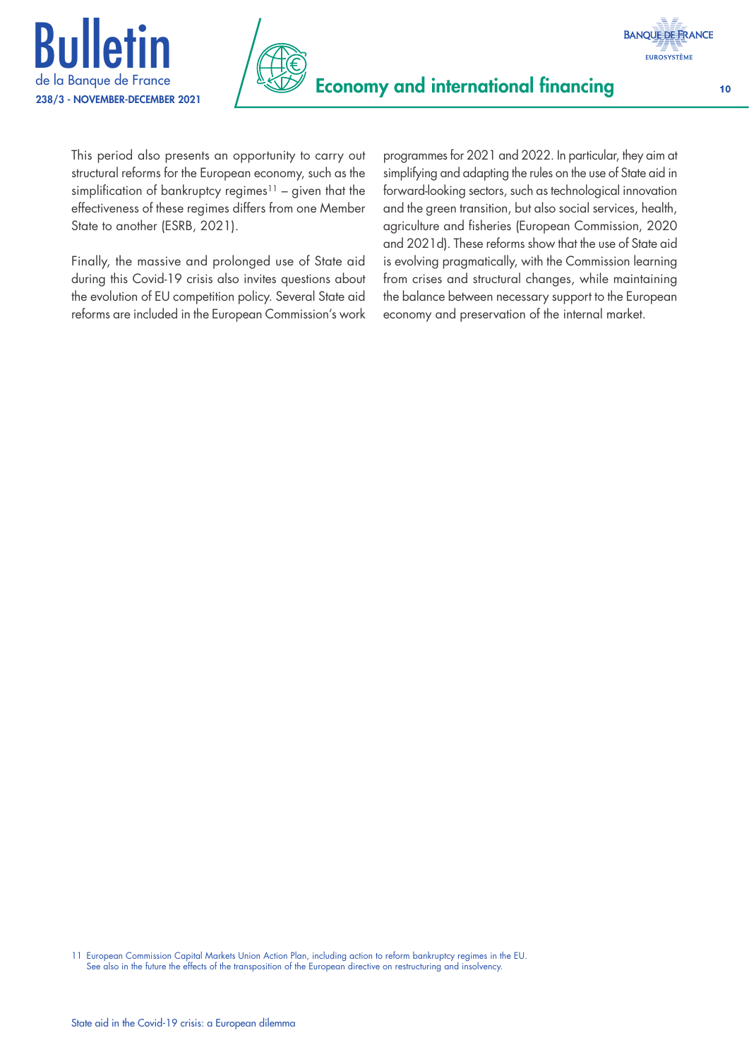This period also presents an opportunity to carry out structural reforms for the European economy, such as the simplification of bankruptcy regimes[11] – given that the effectiveness of these regimes differs from one Member State to another (ESRB, 2021).

Finally, the massive and prolonged use of State aid during this Covid-19 crisis also invites questions about the evolution of EU competition policy. Several State aid reforms are included in the European Commission's work programmes for 2021 and 2022. In particular, they aim at simplifying and adapting the rules on the use of State aid in forward-looking sectors, such as technological innovation and the green transition, but also social services, health, agriculture and fisheries (European Commission, 2020 and 2021d). These reforms show that the use of State aid is evolving pragmatically, with the Commission learning from crises and structural changes, while maintaining the balance between necessary support to the European economy and preservation of the internal market.

11 European Commission Capital Markets Union Action Plan, including action to reform bankruptcy regimes in the EU. See also in the future the effects of the transposition of the European directive on restructuring and insolvency.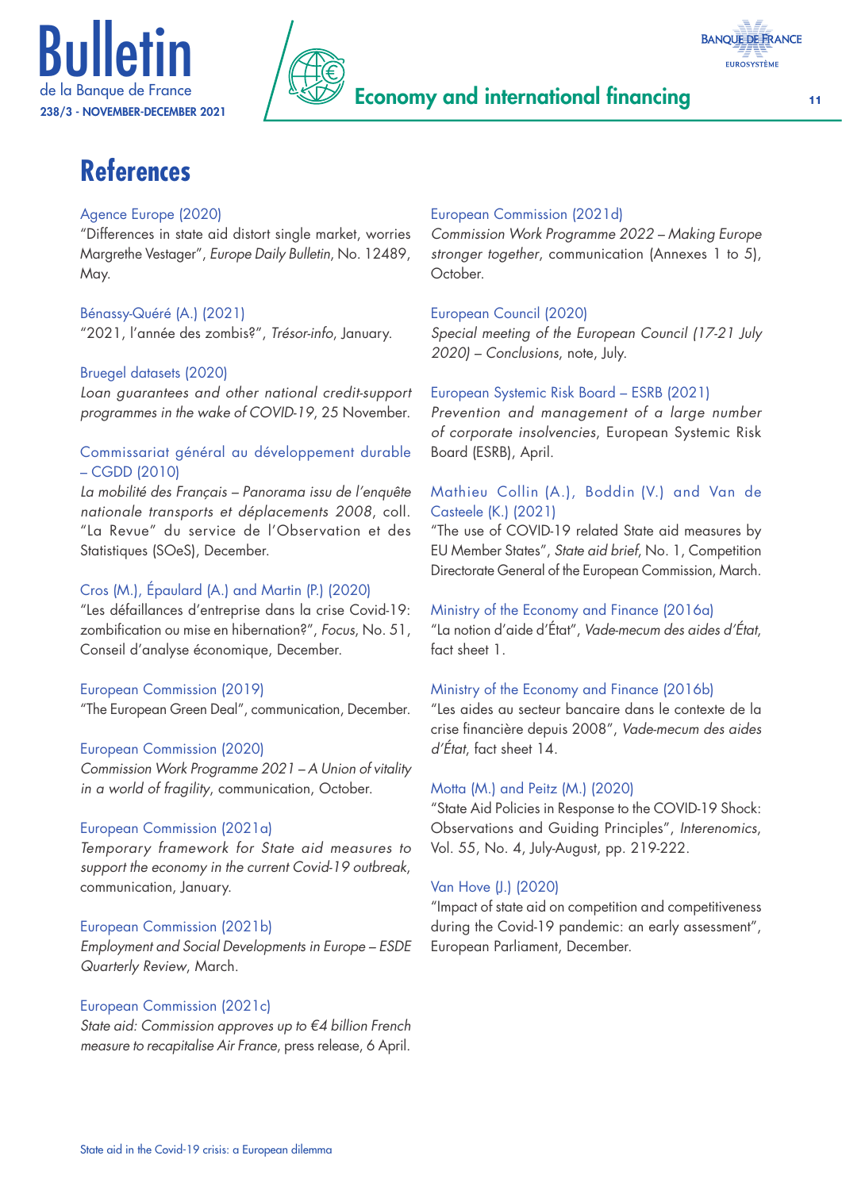# References

Agence Europe (2020)
"Differences in state aid distort single market, worries Margrethe Vestager", *Europe Daily Bulletin*, No. 12489, May.

Bénassy-Quéré (A.) (2021)
"2021, l'année des zombis?", *Trésor-info*, January.

Bruegel datasets (2020)
*Loan guarantees and other national credit-support programmes in the wake of COVID-19*, 25 November.

Commissariat général au développement durable – CGDD (2010)
*La mobilité des Français – Panorama issu de l'enquête nationale transports et déplacements 2008*, coll. "La Revue" du service de l'Observation et des Statistiques (SOeS), December.

Cros (M.), Épaulard (A.) and Martin (P.) (2020)
"Les défaillances d'entreprise dans la crise Covid-19: zombification ou mise en hibernation?", *Focus*, No. 51, Conseil d'analyse économique, December.

European Commission (2019)
"The European Green Deal", communication, December.

European Commission (2020)
*Commission Work Programme 2021 – A Union of vitality in a world of fragility*, communication, October.

European Commission (2021a)
*Temporary framework for State aid measures to support the economy in the current Covid-19 outbreak*, communication, January.

European Commission (2021b)
*Employment and Social Developments in Europe – ESDE Quarterly Review*, March.

European Commission (2021c)
*State aid: Commission approves up to €4 billion French measure to recapitalise Air France*, press release, 6 April.

European Commission (2021d)
*Commission Work Programme 2022 – Making Europe stronger together*, communication (Annexes 1 to 5), October.

European Council (2020)
*Special meeting of the European Council (17-21 July 2020) – Conclusions*, note, July.

European Systemic Risk Board – ESRB (2021)
*Prevention and management of a large number of corporate insolvencies*, European Systemic Risk Board (ESRB), April.

Mathieu Collin (A.), Boddin (V.) and Van de Casteele (K.) (2021)
"The use of COVID-19 related State aid measures by EU Member States", *State aid brief*, No. 1, Competition Directorate General of the European Commission, March.

Ministry of the Economy and Finance (2016a)
"La notion d'aide d'État", *Vade-mecum des aides d'État*, fact sheet 1.

Ministry of the Economy and Finance (2016b)
"Les aides au secteur bancaire dans le contexte de la crise financière depuis 2008", *Vade-mecum des aides d'État*, fact sheet 14.

Motta (M.) and Peitz (M.) (2020)
"State Aid Policies in Response to the COVID-19 Shock: Observations and Guiding Principles", *Interenomics*, Vol. 55, No. 4, July-August, pp. 219-222.

Van Hove (J.) (2020)
"Impact of state aid on competition and competitiveness during the Covid-19 pandemic: an early assessment", European Parliament, December.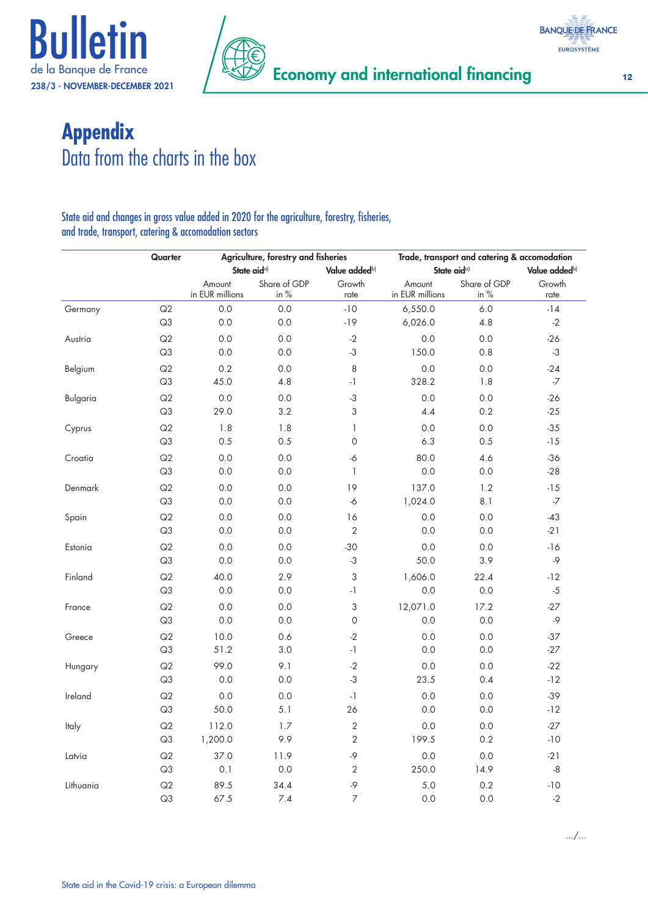# Appendix
## Data from the charts in the box

### State aid and changes in gross value added in 2020 for the agriculture, forestry, fisheries, and trade, transport, catering & accomodation sectors

| | Quarter | Agriculture, forestry and fisheries | | | Trade, transport and catering & accomodation | | |
|---|---|---|---|---|---|---|---|
| | | State aid[a] | | Value added[b] | State aid[a] | | Value added[b] |
| | | Amount in EUR millions | Share of GDP in % | Growth rate | Amount in EUR millions | Share of GDP in % | Growth rate |
| Germany | Q2 | 0.0 | 0.0 | -10 | 6,550.0 | 6.0 | -14 |
| | Q3 | 0.0 | 0.0 | -19 | 6,026.0 | 4.8 | -2 |
| Austria | Q2 | 0.0 | 0.0 | -2 | 0.0 | 0.0 | -26 |
| | Q3 | 0.0 | 0.0 | -3 | 150.0 | 0.8 | -3 |
| Belgium | Q2 | 0.2 | 0.0 | 8 | 0.0 | 0.0 | -24 |
| | Q3 | 45.0 | 4.8 | -1 | 328.2 | 1.8 | -7 |
| Bulgaria | Q2 | 0.0 | 0.0 | -3 | 0.0 | 0.0 | -26 |
| | Q3 | 29.0 | 3.2 | 3 | 4.4 | 0.2 | -25 |
| Cyprus | Q2 | 1.8 | 1.8 | 1 | 0.0 | 0.0 | -35 |
| | Q3 | 0.5 | 0.5 | 0 | 6.3 | 0.5 | -15 |
| Croatia | Q2 | 0.0 | 0.0 | -6 | 80.0 | 4.6 | -36 |
| | Q3 | 0.0 | 0.0 | 1 | 0.0 | 0.0 | -28 |
| Denmark | Q2 | 0.0 | 0.0 | 19 | 137.0 | 1.2 | -15 |
| | Q3 | 0.0 | 0.0 | -6 | 1,024.0 | 8.1 | -7 |
| Spain | Q2 | 0.0 | 0.0 | 16 | 0.0 | 0.0 | -43 |
| | Q3 | 0.0 | 0.0 | 2 | 0.0 | 0.0 | -21 |
| Estonia | Q2 | 0.0 | 0.0 | -30 | 0.0 | 0.0 | -16 |
| | Q3 | 0.0 | 0.0 | -3 | 50.0 | 3.9 | -9 |
| Finland | Q2 | 40.0 | 2.9 | 3 | 1,606.0 | 22.4 | -12 |
| | Q3 | 0.0 | 0.0 | -1 | 0.0 | 0.0 | -5 |
| France | Q2 | 0.0 | 0.0 | 3 | 12,071.0 | 17.2 | -27 |
| | Q3 | 0.0 | 0.0 | 0 | 0.0 | 0.0 | -9 |
| Greece | Q2 | 10.0 | 0.6 | -2 | 0.0 | 0.0 | -37 |
| | Q3 | 51.2 | 3.0 | -1 | 0.0 | 0.0 | -27 |
| Hungary | Q2 | 99.0 | 9.1 | -2 | 0.0 | 0.0 | -22 |
| | Q3 | 0.0 | 0.0 | -3 | 23.5 | 0.4 | -12 |
| Ireland | Q2 | 0.0 | 0.0 | -1 | 0.0 | 0.0 | -39 |
| | Q3 | 50.0 | 5.1 | 26 | 0.0 | 0.0 | -12 |
| Italy | Q2 | 112.0 | 1.7 | 2 | 0.0 | 0.0 | -27 |
| | Q3 | 1,200.0 | 9.9 | 2 | 199.5 | 0.2 | -10 |
| Latvia | Q2 | 37.0 | 11.9 | -9 | 0.0 | 0.0 | -21 |
| | Q3 | 0.1 | 0.0 | 2 | 250.0 | 14.9 | -8 |
| Lithuania | Q2 | 89.5 | 34.4 | -9 | 5.0 | 0.2 | -10 |
| | Q3 | 67.5 | 7.4 | 7 | 0.0 | 0.0 | -2 |

.../...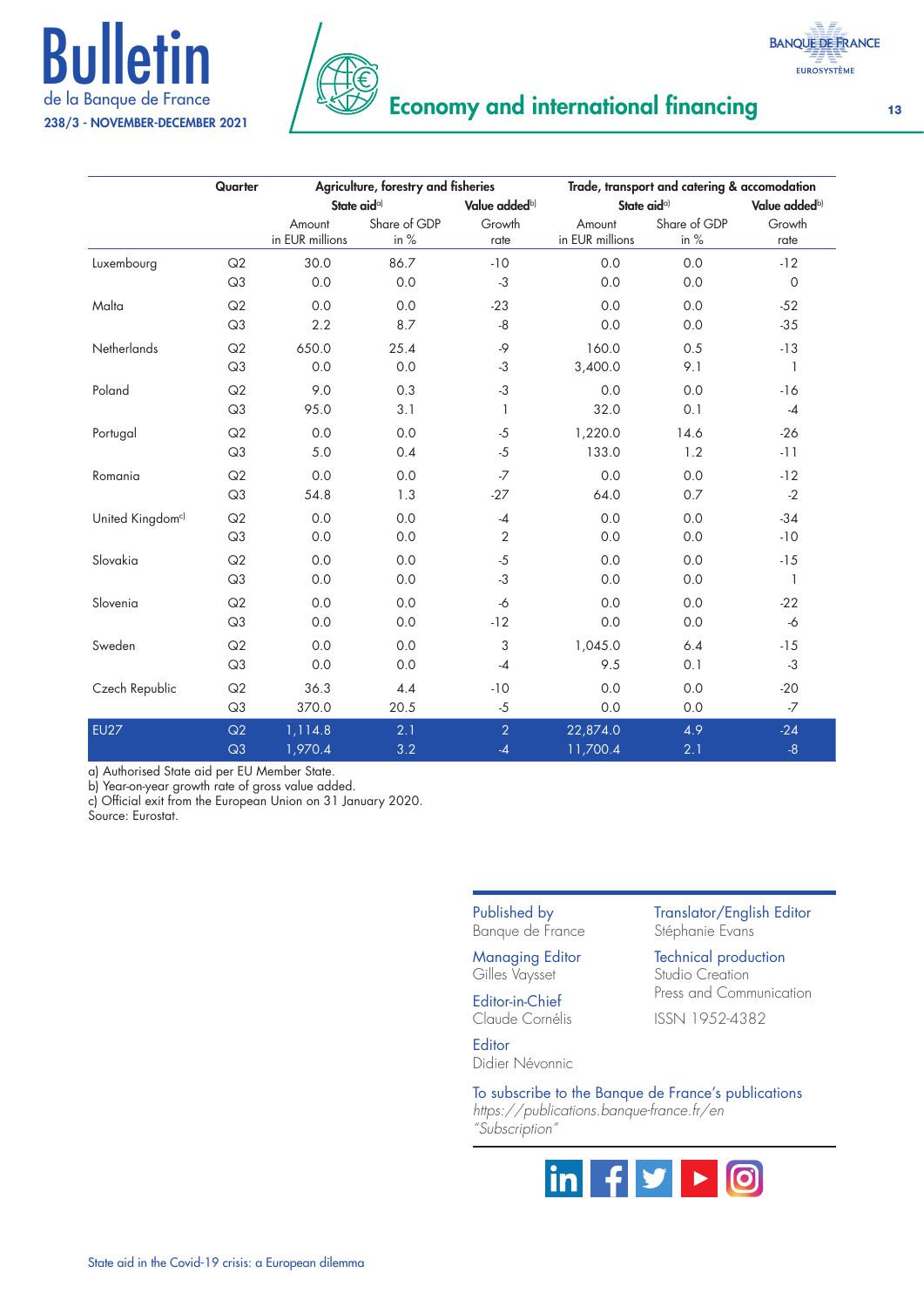| | Quarter | Agriculture, forestry and fisheries | | | Trade, transport and catering & accomodation | | |
|---|---|---|---|---|---|---|---|
| | | State aid[a] | | Value added[b] | State aid[a] | | Value added[b] |
| | | Amount in EUR millions | Share of GDP in % | Growth rate | Amount in EUR millions | Share of GDP in % | Growth rate |
| Luxembourg | Q2 | 30.0 | 86.7 | -10 | 0.0 | 0.0 | -12 |
| | Q3 | 0.0 | 0.0 | -3 | 0.0 | 0.0 | 0 |
| Malta | Q2 | 0.0 | 0.0 | -23 | 0.0 | 0.0 | -52 |
| | Q3 | 2.2 | 8.7 | -8 | 0.0 | 0.0 | -35 |
| Netherlands | Q2 | 650.0 | 25.4 | -9 | 160.0 | 0.5 | -13 |
| | Q3 | 0.0 | 0.0 | -3 | 3,400.0 | 9.1 | 1 |
| Poland | Q2 | 9.0 | 0.3 | -3 | 0.0 | 0.0 | -16 |
| | Q3 | 95.0 | 3.1 | 1 | 32.0 | 0.1 | -4 |
| Portugal | Q2 | 0.0 | 0.0 | -5 | 1,220.0 | 14.6 | -26 |
| | Q3 | 5.0 | 0.4 | -5 | 133.0 | 1.2 | -11 |
| Romania | Q2 | 0.0 | 0.0 | -7 | 0.0 | 0.0 | -12 |
| | Q3 | 54.8 | 1.3 | -27 | 64.0 | 0.7 | -2 |
| United Kingdom[c] | Q2 | 0.0 | 0.0 | -4 | 0.0 | 0.0 | -34 |
| | Q3 | 0.0 | 0.0 | 2 | 0.0 | 0.0 | -10 |
| Slovakia | Q2 | 0.0 | 0.0 | -5 | 0.0 | 0.0 | -15 |
| | Q3 | 0.0 | 0.0 | -3 | 0.0 | 0.0 | 1 |
| Slovenia | Q2 | 0.0 | 0.0 | -6 | 0.0 | 0.0 | -22 |
| | Q3 | 0.0 | 0.0 | -12 | 0.0 | 0.0 | -6 |
| Sweden | Q2 | 0.0 | 0.0 | 3 | 1,045.0 | 6.4 | -15 |
| | Q3 | 0.0 | 0.0 | -4 | 9.5 | 0.1 | -3 |
| Czech Republic | Q2 | 36.3 | 4.4 | -10 | 0.0 | 0.0 | -20 |
| | Q3 | 370.0 | 20.5 | -5 | 0.0 | 0.0 | -7 |
| EU27 | Q2 | 1,114.8 | 2.1 | 2 | 22,874.0 | 4.9 | -24 |
| | Q3 | 1,970.4 | 3.2 | -4 | 11,700.4 | 2.1 | -8 |

a) Authorised State aid per EU Member State.
b) Year-on-year growth rate of gross value added.
c) Official exit from the European Union on 31 January 2020.
Source: Eurostat.

Published by
Banque de France

Managing Editor
Gilles Vaysset

Editor-in-Chief
Claude Cornélis

Editor
Didier Névonnic

Translator/English Editor
Stéphanie Evans

Technical production
Studio Creation
Press and Communication

ISSN 1952-4382

To subscribe to the Banque de France's publications
*https://publications.banque-france.fr/en*
*"Subscription"*